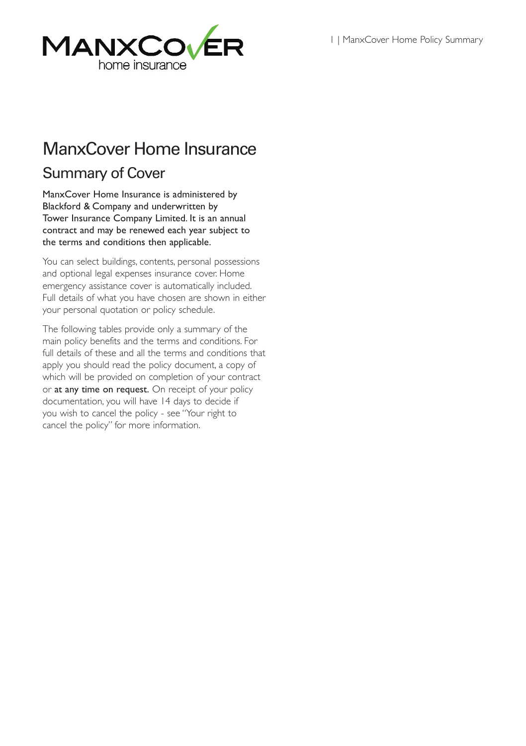# ManxCover Home Insurance

## Summary of Cover

ManxCover Home Insurance is administered by Blackford & Company and underwritten by Tower Insurance Company Limited. It is an annual contract and may be renewed each year subject to the terms and conditions then applicable.

You can select buildings, contents, personal possessions and optional legal expenses insurance cover. Home emergency assistance cover is automatically included. Full details of what you have chosen are shown in either your personal quotation or policy schedule.

The following tables provide only a summary of the main policy benefits and the terms and conditions. For full details of these and all the terms and conditions that apply you should read the policy document, a copy of which will be provided on completion of your contract or **at any time on request.** On receipt of your policy documentation, you will have 14 days to decide if you wish to cancel the policy - see "Your right to cancel the policy" for more information.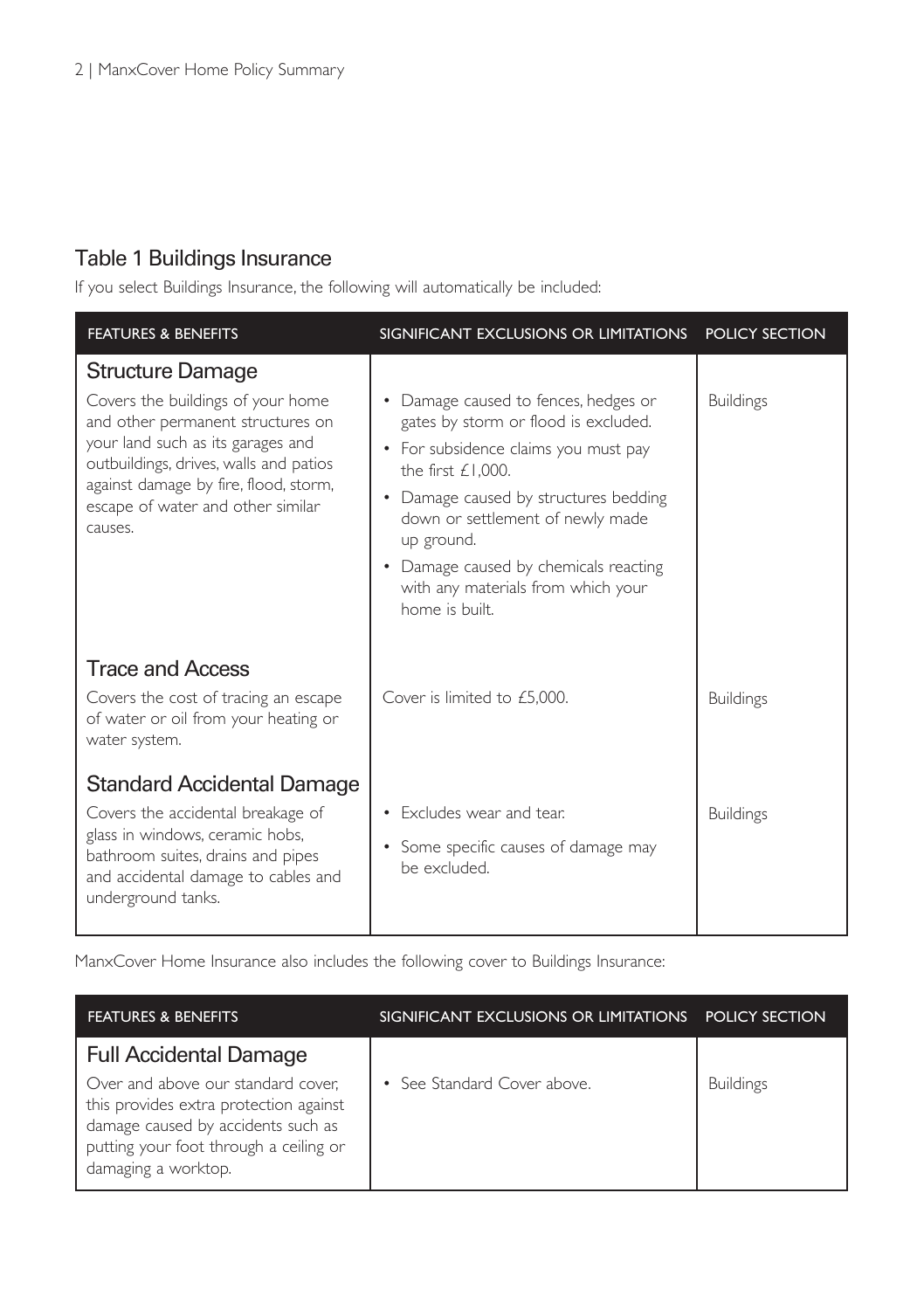## Table 1 Buildings Insurance

If you select Buildings Insurance, the following will automatically be included:

| FEATURES & BENEFITS | SIGNIFICANT EXCLUSIONS OR LIMITATIONS | POLICY SECTION |
|---|---|---|
| **Structure Damage**<br>Covers the buildings of your home and other permanent structures on your land such as its garages and outbuildings, drives, walls and patios against damage by fire, flood, storm, escape of water and other similar causes. | • Damage caused to fences, hedges or gates by storm or flood is excluded.<br>• For subsidence claims you must pay the first £1,000.<br>• Damage caused by structures bedding down or settlement of newly made up ground.<br>• Damage caused by chemicals reacting with any materials from which your home is built. | Buildings |
| **Trace and Access**<br>Covers the cost of tracing an escape of water or oil from your heating or water system. | Cover is limited to £5,000. | Buildings |
| **Standard Accidental Damage**<br>Covers the accidental breakage of glass in windows, ceramic hobs, bathroom suites, drains and pipes and accidental damage to cables and underground tanks. | • Excludes wear and tear.<br>• Some specific causes of damage may be excluded. | Buildings |

ManxCover Home Insurance also includes the following cover to Buildings Insurance:

| FEATURES & BENEFITS | SIGNIFICANT EXCLUSIONS OR LIMITATIONS | POLICY SECTION |
|---|---|---|
| **Full Accidental Damage**<br>Over and above our standard cover, this provides extra protection against damage caused by accidents such as putting your foot through a ceiling or damaging a worktop. | • See Standard Cover above. | Buildings |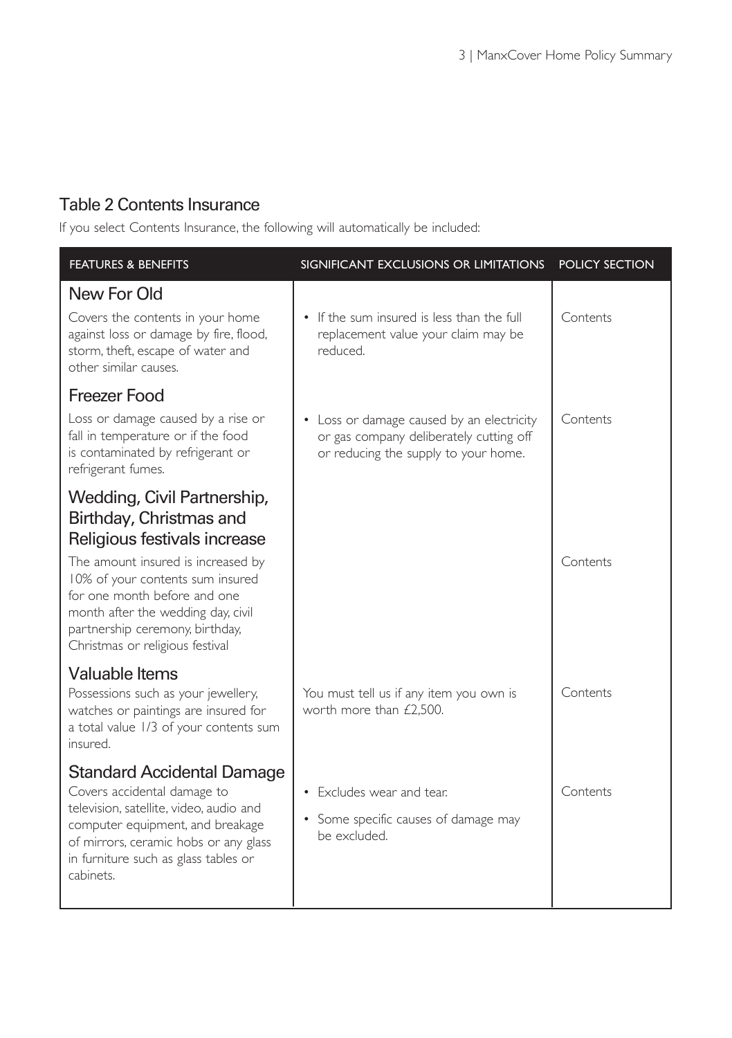## Table 2 Contents Insurance

If you select Contents Insurance, the following will automatically be included:

| FEATURES & BENEFITS | SIGNIFICANT EXCLUSIONS OR LIMITATIONS | POLICY SECTION |
|---|---|---|
| **New For Old**<br>Covers the contents in your home against loss or damage by fire, flood, storm, theft, escape of water and other similar causes. | • If the sum insured is less than the full replacement value your claim may be reduced. | Contents |
| **Freezer Food**<br>Loss or damage caused by a rise or fall in temperature or if the food is contaminated by refrigerant or refrigerant fumes. | • Loss or damage caused by an electricity or gas company deliberately cutting off or reducing the supply to your home. | Contents |
| **Wedding, Civil Partnership, Birthday, Christmas and Religious festivals increase**<br>The amount insured is increased by 10% of your contents sum insured for one month before and one month after the wedding day, civil partnership ceremony, birthday, Christmas or religious festival | | Contents |
| **Valuable Items**<br>Possessions such as your jewellery, watches or paintings are insured for a total value 1/3 of your contents sum insured. | You must tell us if any item you own is worth more than £2,500. | Contents |
| **Standard Accidental Damage**<br>Covers accidental damage to television, satellite, video, audio and computer equipment, and breakage of mirrors, ceramic hobs or any glass in furniture such as glass tables or cabinets. | • Excludes wear and tear.<br>• Some specific causes of damage may be excluded. | Contents |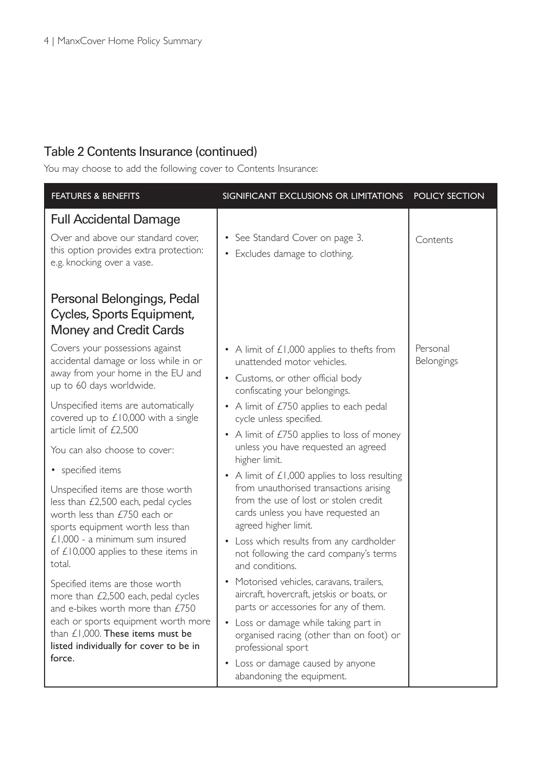## Table 2 Contents Insurance (continued)

You may choose to add the following cover to Contents Insurance:

| FEATURES & BENEFITS | SIGNIFICANT EXCLUSIONS OR LIMITATIONS | POLICY SECTION |
|---|---|---|
| **Full Accidental Damage**<br><br>Over and above our standard cover, this option provides extra protection: e.g. knocking over a vase. | • See Standard Cover on page 3.<br>• Excludes damage to clothing. | Contents |
| **Personal Belongings, Pedal Cycles, Sports Equipment, Money and Credit Cards**<br><br>Covers your possessions against accidental damage or loss while in or away from your home in the EU and up to 60 days worldwide.<br><br>Unspecified items are automatically covered up to £10,000 with a single article limit of £2,500<br><br>You can also choose to cover:<br><br>• specified items<br><br>Unspecified items are those worth less than £2,500 each, pedal cycles worth less than £750 each or sports equipment worth less than £1,000 - a minimum sum insured of £10,000 applies to these items in total.<br><br>Specified items are those worth more than £2,500 each, pedal cycles and e-bikes worth more than £750 each or sports equipment worth more than £1,000. **These items must be listed individually for cover to be in force.** | • A limit of £1,000 applies to thefts from unattended motor vehicles.<br>• Customs, or other official body confiscating your belongings.<br>• A limit of £750 applies to each pedal cycle unless specified.<br>• A limit of £750 applies to loss of money unless you have requested an agreed higher limit.<br>• A limit of £1,000 applies to loss resulting from unauthorised transactions arising from the use of lost or stolen credit cards unless you have requested an agreed higher limit.<br>• Loss which results from any cardholder not following the card company's terms and conditions.<br>• Motorised vehicles, caravans, trailers, aircraft, hovercraft, jetskis or boats, or parts or accessories for any of them.<br>• Loss or damage while taking part in organised racing (other than on foot) or professional sport<br>• Loss or damage caused by anyone abandoning the equipment. | Personal Belongings |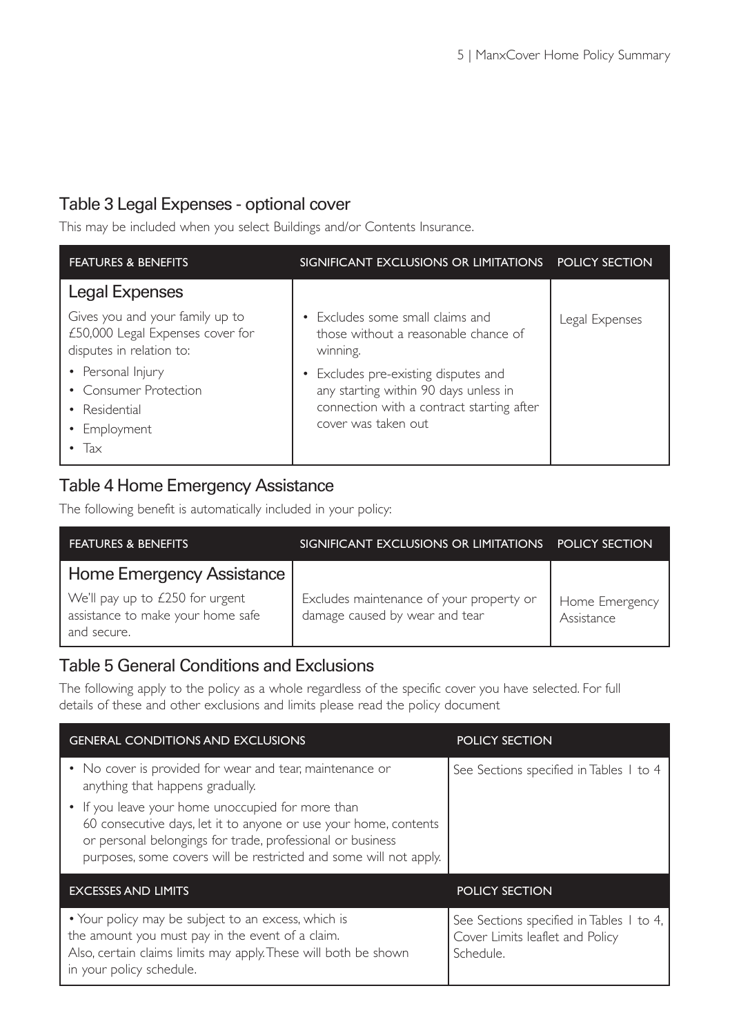## Table 3 Legal Expenses - optional cover

This may be included when you select Buildings and/or Contents Insurance.

| FEATURES & BENEFITS | SIGNIFICANT EXCLUSIONS OR LIMITATIONS | POLICY SECTION |
|---|---|---|
| **Legal Expenses**<br>Gives you and your family up to £50,000 Legal Expenses cover for disputes in relation to:<br>• Personal Injury<br>• Consumer Protection<br>• Residential<br>• Employment<br>• Tax | • Excludes some small claims and those without a reasonable chance of winning.<br>• Excludes pre-existing disputes and any starting within 90 days unless in connection with a contract starting after cover was taken out | Legal Expenses |

## Table 4 Home Emergency Assistance

The following benefit is automatically included in your policy:

| FEATURES & BENEFITS | SIGNIFICANT EXCLUSIONS OR LIMITATIONS | POLICY SECTION |
|---|---|---|
| **Home Emergency Assistance**<br>We'll pay up to £250 for urgent assistance to make your home safe and secure. | Excludes maintenance of your property or damage caused by wear and tear | Home Emergency Assistance |

## Table 5 General Conditions and Exclusions

The following apply to the policy as a whole regardless of the specific cover you have selected. For full details of these and other exclusions and limits please read the policy document

| GENERAL CONDITIONS AND EXCLUSIONS | POLICY SECTION |
|---|---|
| • No cover is provided for wear and tear, maintenance or anything that happens gradually.<br>• If you leave your home unoccupied for more than 60 consecutive days, let it to anyone or use your home, contents or personal belongings for trade, professional or business purposes, some covers will be restricted and some will not apply. | See Sections specified in Tables 1 to 4 |
| **EXCESSES AND LIMITS** | **POLICY SECTION** |
| • Your policy may be subject to an excess, which is the amount you must pay in the event of a claim. Also, certain claims limits may apply. These will both be shown in your policy schedule. | See Sections specified in Tables 1 to 4, Cover Limits leaflet and Policy Schedule. |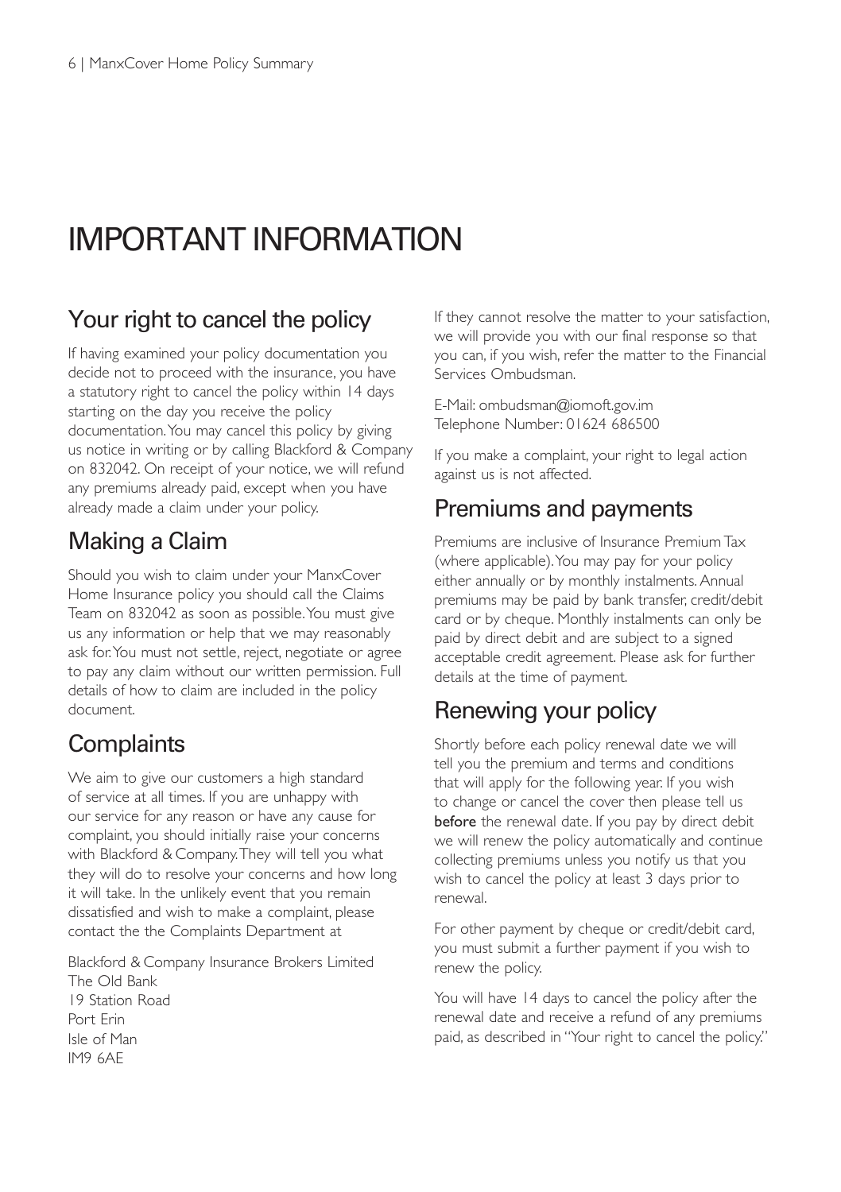# IMPORTANT INFORMATION

## Your right to cancel the policy

If having examined your policy documentation you decide not to proceed with the insurance, you have a statutory right to cancel the policy within 14 days starting on the day you receive the policy documentation. You may cancel this policy by giving us notice in writing or by calling Blackford & Company on 832042. On receipt of your notice, we will refund any premiums already paid, except when you have already made a claim under your policy.

## Making a Claim

Should you wish to claim under your ManxCover Home Insurance policy you should call the Claims Team on 832042 as soon as possible. You must give us any information or help that we may reasonably ask for. You must not settle, reject, negotiate or agree to pay any claim without our written permission. Full details of how to claim are included in the policy document.

## Complaints

We aim to give our customers a high standard of service at all times. If you are unhappy with our service for any reason or have any cause for complaint, you should initially raise your concerns with Blackford & Company. They will tell you what they will do to resolve your concerns and how long it will take. In the unlikely event that you remain dissatisfied and wish to make a complaint, please contact the the Complaints Department at

Blackford & Company Insurance Brokers Limited
The Old Bank
19 Station Road
Port Erin
Isle of Man
IM9 6AE

If they cannot resolve the matter to your satisfaction, we will provide you with our final response so that you can, if you wish, refer the matter to the Financial Services Ombudsman.

E-Mail: ombudsman@iomoft.gov.im
Telephone Number: 01624 686500

If you make a complaint, your right to legal action against us is not affected.

## Premiums and payments

Premiums are inclusive of Insurance Premium Tax (where applicable). You may pay for your policy either annually or by monthly instalments. Annual premiums may be paid by bank transfer, credit/debit card or by cheque. Monthly instalments can only be paid by direct debit and are subject to a signed acceptable credit agreement. Please ask for further details at the time of payment.

## Renewing your policy

Shortly before each policy renewal date we will tell you the premium and terms and conditions that will apply for the following year. If you wish to change or cancel the cover then please tell us **before** the renewal date. If you pay by direct debit we will renew the policy automatically and continue collecting premiums unless you notify us that you wish to cancel the policy at least 3 days prior to renewal.

For other payment by cheque or credit/debit card, you must submit a further payment if you wish to renew the policy.

You will have 14 days to cancel the policy after the renewal date and receive a refund of any premiums paid, as described in "Your right to cancel the policy."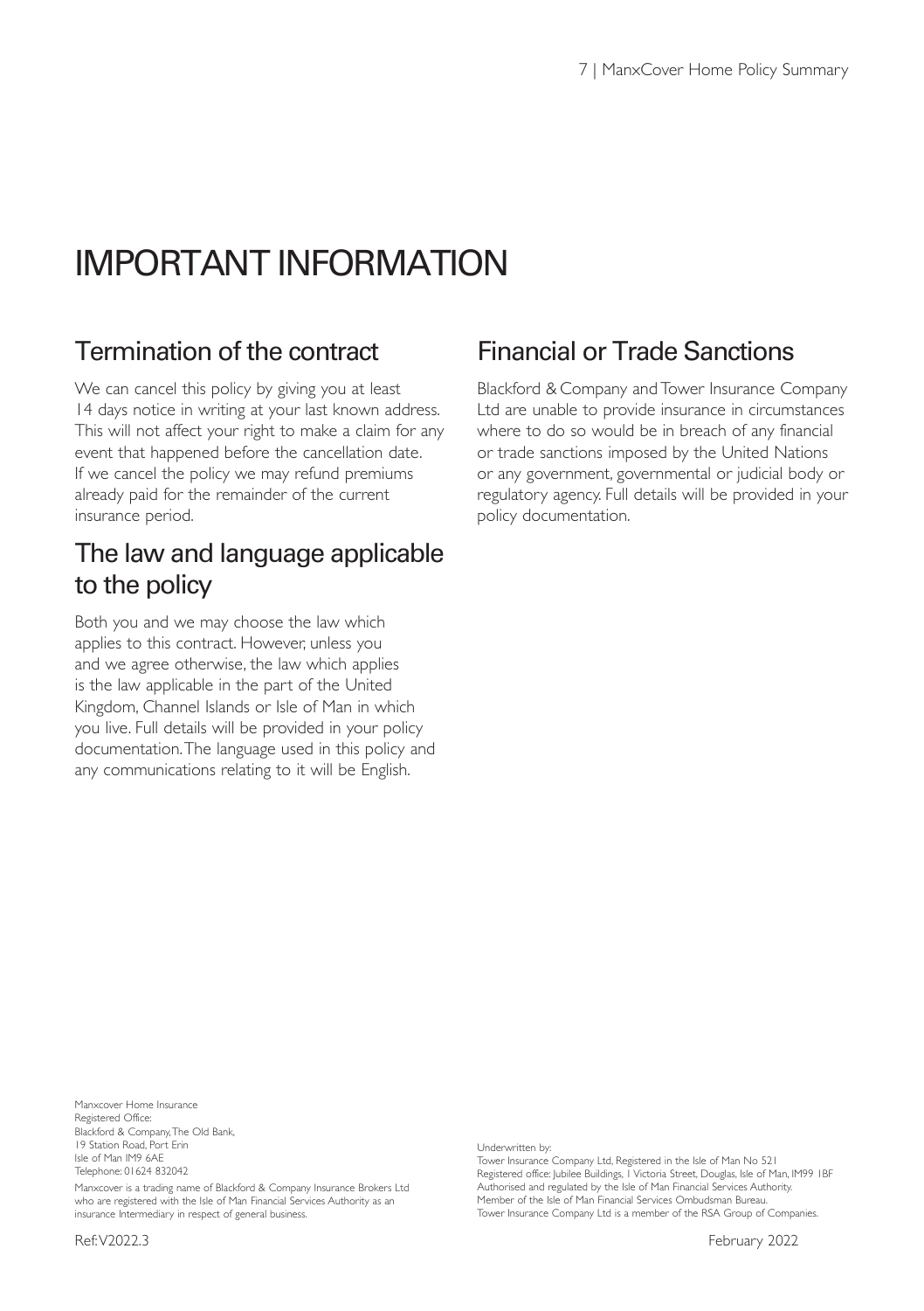# IMPORTANT INFORMATION

## Termination of the contract

We can cancel this policy by giving you at least 14 days notice in writing at your last known address. This will not affect your right to make a claim for any event that happened before the cancellation date. If we cancel the policy we may refund premiums already paid for the remainder of the current insurance period.

## The law and language applicable to the policy

Both you and we may choose the law which applies to this contract. However, unless you and we agree otherwise, the law which applies is the law applicable in the part of the United Kingdom, Channel Islands or Isle of Man in which you live. Full details will be provided in your policy documentation. The language used in this policy and any communications relating to it will be English.

## Financial or Trade Sanctions

Blackford & Company and Tower Insurance Company Ltd are unable to provide insurance in circumstances where to do so would be in breach of any financial or trade sanctions imposed by the United Nations or any government, governmental or judicial body or regulatory agency. Full details will be provided in your policy documentation.

Manxcover Home Insurance
Registered Office:
Blackford & Company, The Old Bank,
19 Station Road, Port Erin
Isle of Man IM9 6AE
Telephone: 01624 832042

Manxcover is a trading name of Blackford & Company Insurance Brokers Ltd who are registered with the Isle of Man Financial Services Authority as an insurance Intermediary in respect of general business.

Underwritten by:
Tower Insurance Company Ltd, Registered in the Isle of Man No 521
Registered office: Jubilee Buildings, 1 Victoria Street, Douglas, Isle of Man, IM99 1BF
Authorised and regulated by the Isle of Man Financial Services Authority.
Member of the Isle of Man Financial Services Ombudsman Bureau.
Tower Insurance Company Ltd is a member of the RSA Group of Companies.

Ref: V2022.3

February 2022